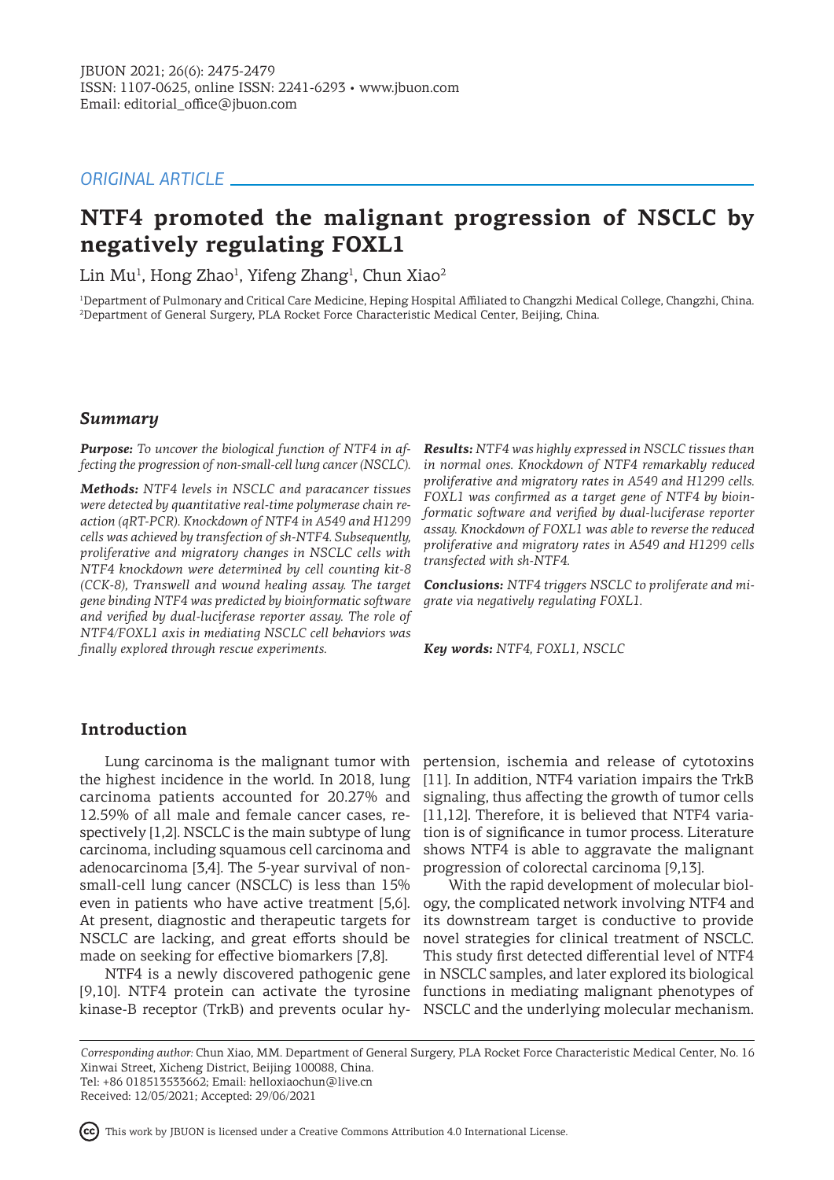ORIGINAL ARTICLE

# NTF4 promoted the malignant progression of NSCLC by negatively regulating FOXL1

Lin Mu[1], Hong Zhao[1], Yifeng Zhang[1], Chun Xiao[2]

[1]Department of Pulmonary and Critical Care Medicine, Heping Hospital Affiliated to Changzhi Medical College, Changzhi, China.
[2]Department of General Surgery, PLA Rocket Force Characteristic Medical Center, Beijing, China.

## Summary

***Purpose:*** *To uncover the biological function of NTF4 in affecting the progression of non-small-cell lung cancer (NSCLC).*

***Methods:*** *NTF4 levels in NSCLC and paracancer tissues were detected by quantitative real-time polymerase chain reaction (qRT-PCR). Knockdown of NTF4 in A549 and H1299 cells was achieved by transfection of sh-NTF4. Subsequently, proliferative and migratory changes in NSCLC cells with NTF4 knockdown were determined by cell counting kit-8 (CCK-8), Transwell and wound healing assay. The target gene binding NTF4 was predicted by bioinformatic software and verified by dual-luciferase reporter assay. The role of NTF4/FOXL1 axis in mediating NSCLC cell behaviors was finally explored through rescue experiments.*

***Results:*** *NTF4 was highly expressed in NSCLC tissues than in normal ones. Knockdown of NTF4 remarkably reduced proliferative and migratory rates in A549 and H1299 cells. FOXL1 was confirmed as a target gene of NTF4 by bioinformatic software and verified by dual-luciferase reporter assay. Knockdown of FOXL1 was able to reverse the reduced proliferative and migratory rates in A549 and H1299 cells transfected with sh-NTF4.*

***Conclusions:*** *NTF4 triggers NSCLC to proliferate and migrate via negatively regulating FOXL1.*

***Key words:*** *NTF4, FOXL1, NSCLC*

## Introduction

Lung carcinoma is the malignant tumor with the highest incidence in the world. In 2018, lung carcinoma patients accounted for 20.27% and 12.59% of all male and female cancer cases, respectively [1,2]. NSCLC is the main subtype of lung carcinoma, including squamous cell carcinoma and adenocarcinoma [3,4]. The 5-year survival of non-small-cell lung cancer (NSCLC) is less than 15% even in patients who have active treatment [5,6]. At present, diagnostic and therapeutic targets for NSCLC are lacking, and great efforts should be made on seeking for effective biomarkers [7,8].

NTF4 is a newly discovered pathogenic gene [9,10]. NTF4 protein can activate the tyrosine kinase-B receptor (TrkB) and prevents ocular hypertension, ischemia and release of cytotoxins [11]. In addition, NTF4 variation impairs the TrkB signaling, thus affecting the growth of tumor cells [11,12]. Therefore, it is believed that NTF4 variation is of significance in tumor process. Literature shows NTF4 is able to aggravate the malignant progression of colorectal carcinoma [9,13].

With the rapid development of molecular biology, the complicated network involving NTF4 and its downstream target is conductive to provide novel strategies for clinical treatment of NSCLC. This study first detected differential level of NTF4 in NSCLC samples, and later explored its biological functions in mediating malignant phenotypes of NSCLC and the underlying molecular mechanism.

*Corresponding author:* Chun Xiao, MM. Department of General Surgery, PLA Rocket Force Characteristic Medical Center, No. 16 Xinwai Street, Xicheng District, Beijing 100088, China.
Tel: +86 018513533662; Email: helloxiaochun@live.cn
Received: 12/05/2021; Accepted: 29/06/2021

This work by JBUON is licensed under a Creative Commons Attribution 4.0 International License.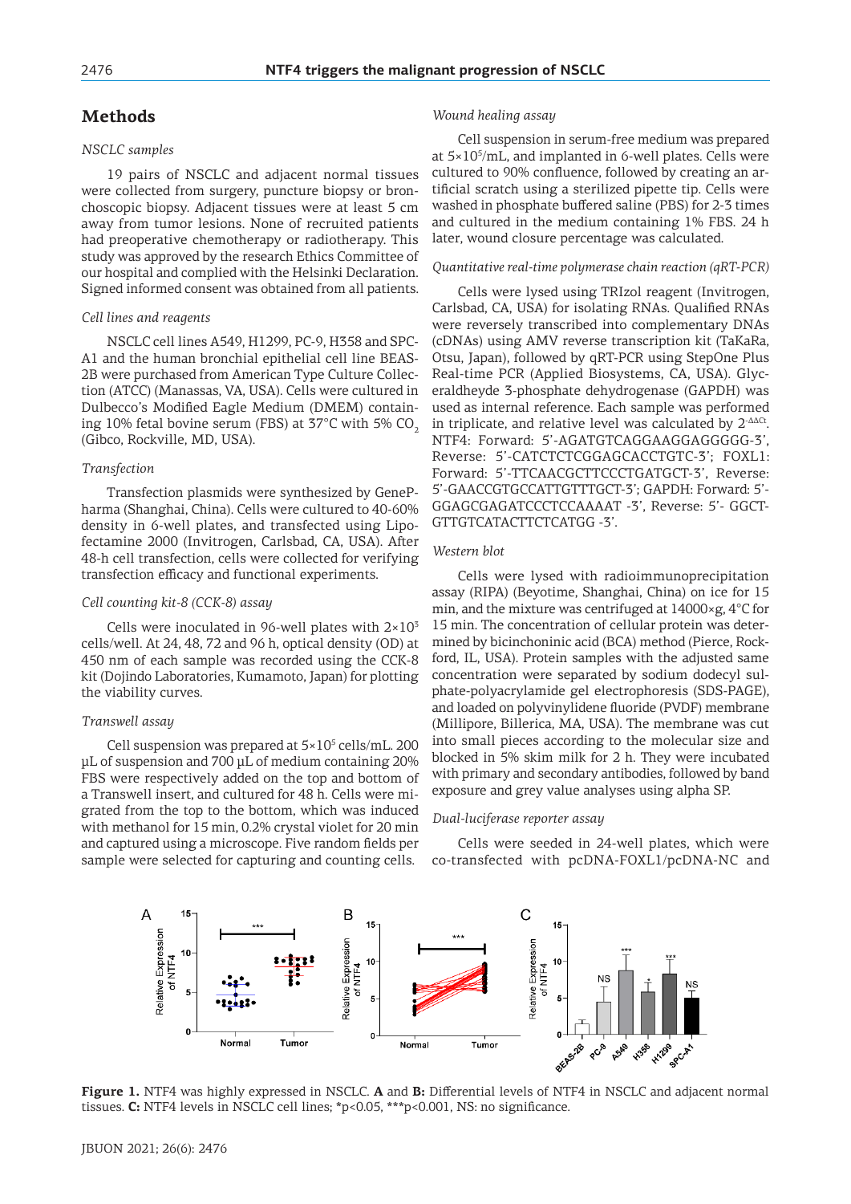## Methods

### *NSCLC samples*

19 pairs of NSCLC and adjacent normal tissues were collected from surgery, puncture biopsy or bronchoscopic biopsy. Adjacent tissues were at least 5 cm away from tumor lesions. None of recruited patients had preoperative chemotherapy or radiotherapy. This study was approved by the research Ethics Committee of our hospital and complied with the Helsinki Declaration. Signed informed consent was obtained from all patients.

### *Cell lines and reagents*

NSCLC cell lines A549, H1299, PC-9, H358 and SPC-A1 and the human bronchial epithelial cell line BEAS-2B were purchased from American Type Culture Collection (ATCC) (Manassas, VA, USA). Cells were cultured in Dulbecco's Modified Eagle Medium (DMEM) containing 10% fetal bovine serum (FBS) at 37°C with 5% $CO_2$ (Gibco, Rockville, MD, USA).

### *Transfection*

Transfection plasmids were synthesized by GenePharma (Shanghai, China). Cells were cultured to 40-60% density in 6-well plates, and transfected using Lipofectamine 2000 (Invitrogen, Carlsbad, CA, USA). After 48-h cell transfection, cells were collected for verifying transfection efficacy and functional experiments.

### *Cell counting kit-8 (CCK-8) assay*

Cells were inoculated in 96-well plates with $2\times10^3$ cells/well. At 24, 48, 72 and 96 h, optical density (OD) at 450 nm of each sample was recorded using the CCK-8 kit (Dojindo Laboratories, Kumamoto, Japan) for plotting the viability curves.

### *Transwell assay*

Cell suspension was prepared at $5\times10^5$ cells/mL. 200 μL of suspension and 700 μL of medium containing 20% FBS were respectively added on the top and bottom of a Transwell insert, and cultured for 48 h. Cells were migrated from the top to the bottom, which was induced with methanol for 15 min, 0.2% crystal violet for 20 min and captured using a microscope. Five random fields per sample were selected for capturing and counting cells.

### *Wound healing assay*

Cell suspension in serum-free medium was prepared at $5\times10^5$/mL, and implanted in 6-well plates. Cells were cultured to 90% confluence, followed by creating an artificial scratch using a sterilized pipette tip. Cells were washed in phosphate buffered saline (PBS) for 2-3 times and cultured in the medium containing 1% FBS. 24 h later, wound closure percentage was calculated.

### *Quantitative real-time polymerase chain reaction (qRT-PCR)*

Cells were lysed using TRIzol reagent (Invitrogen, Carlsbad, CA, USA) for isolating RNAs. Qualified RNAs were reversely transcribed into complementary DNAs (cDNAs) using AMV reverse transcription kit (TaKaRa, Otsu, Japan), followed by qRT-PCR using StepOne Plus Real-time PCR (Applied Biosystems, CA, USA). Glyceraldheyde 3-phosphate dehydrogenase (GAPDH) was used as internal reference. Each sample was performed in triplicate, and relative level was calculated by $2^{-\Delta\Delta Ct}$. NTF4: Forward: 5'-AGATGTCAGGAAGGAGGGGG-3', Reverse: 5'-CATCTCTCGGAGCACCTGTC-3'; FOXL1: Forward: 5'-TTCAACGCTTCCCTGATGCT-3', Reverse: 5'-GAACCGTGCCATTGTTTGCT-3'; GAPDH: Forward: 5'-GGAGCGAGATCCCTCCAAAAT -3', Reverse: 5'- GGCTGTTGTCATACTTCTCATGG -3'.

### *Western blot*

Cells were lysed with radioimmunoprecipitation assay (RIPA) (Beyotime, Shanghai, China) on ice for 15 min, and the mixture was centrifuged at 14000×g, 4°C for 15 min. The concentration of cellular protein was determined by bicinchoninic acid (BCA) method (Pierce, Rockford, IL, USA). Protein samples with the adjusted same concentration were separated by sodium dodecyl sulphate-polyacrylamide gel electrophoresis (SDS-PAGE), and loaded on polyvinylidene fluoride (PVDF) membrane (Millipore, Billerica, MA, USA). The membrane was cut into small pieces according to the molecular size and blocked in 5% skim milk for 2 h. They were incubated with primary and secondary antibodies, followed by band exposure and grey value analyses using alpha SP.

### *Dual-luciferase reporter assay*

Cells were seeded in 24-well plates, which were co-transfected with pcDNA-FOXL1/pcDNA-NC and

**Figure 1.** NTF4 was highly expressed in NSCLC. **A** and **B:** Differential levels of NTF4 in NSCLC and adjacent normal tissues. **C:** NTF4 levels in NSCLC cell lines; *p<0.05, ***p<0.001, NS: no significance.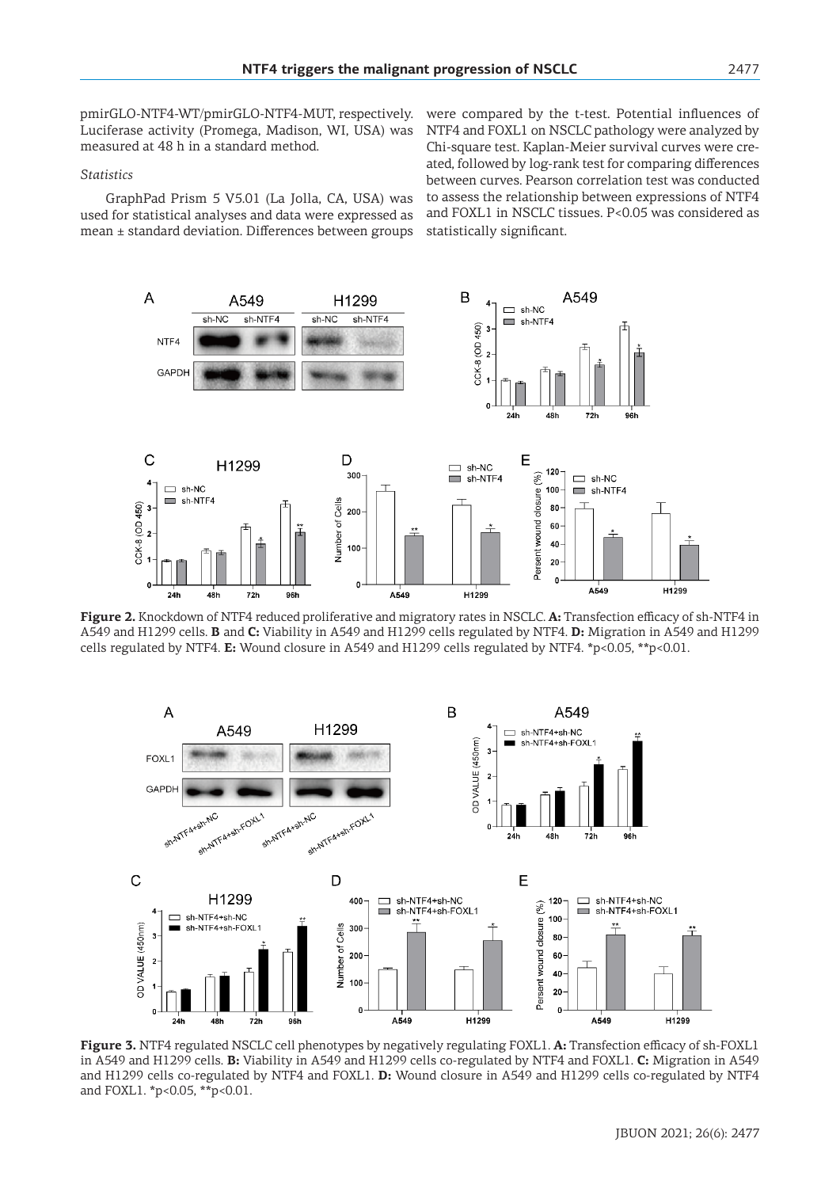pmirGLO-NTF4-WT/pmirGLO-NTF4-MUT, respectively. Luciferase activity (Promega, Madison, WI, USA) was measured at 48 h in a standard method.

*Statistics*

GraphPad Prism 5 V5.01 (La Jolla, CA, USA) was used for statistical analyses and data were expressed as mean ± standard deviation. Differences between groups were compared by the t-test. Potential influences of NTF4 and FOXL1 on NSCLC pathology were analyzed by Chi-square test. Kaplan-Meier survival curves were created, followed by log-rank test for comparing differences between curves. Pearson correlation test was conducted to assess the relationship between expressions of NTF4 and FOXL1 in NSCLC tissues. P<0.05 was considered as statistically significant.

**Figure 2.** Knockdown of NTF4 reduced proliferative and migratory rates in NSCLC. **A:** Transfection efficacy of sh-NTF4 in A549 and H1299 cells. **B** and **C:** Viability in A549 and H1299 cells regulated by NTF4. **D:** Migration in A549 and H1299 cells regulated by NTF4. **E:** Wound closure in A549 and H1299 cells regulated by NTF4. *p<0.05, **p<0.01.

**Figure 3.** NTF4 regulated NSCLC cell phenotypes by negatively regulating FOXL1. **A:** Transfection efficacy of sh-FOXL1 in A549 and H1299 cells. **B:** Viability in A549 and H1299 cells co-regulated by NTF4 and FOXL1. **C:** Migration in A549 and H1299 cells co-regulated by NTF4 and FOXL1. **D:** Wound closure in A549 and H1299 cells co-regulated by NTF4 and FOXL1. *p<0.05, **p<0.01.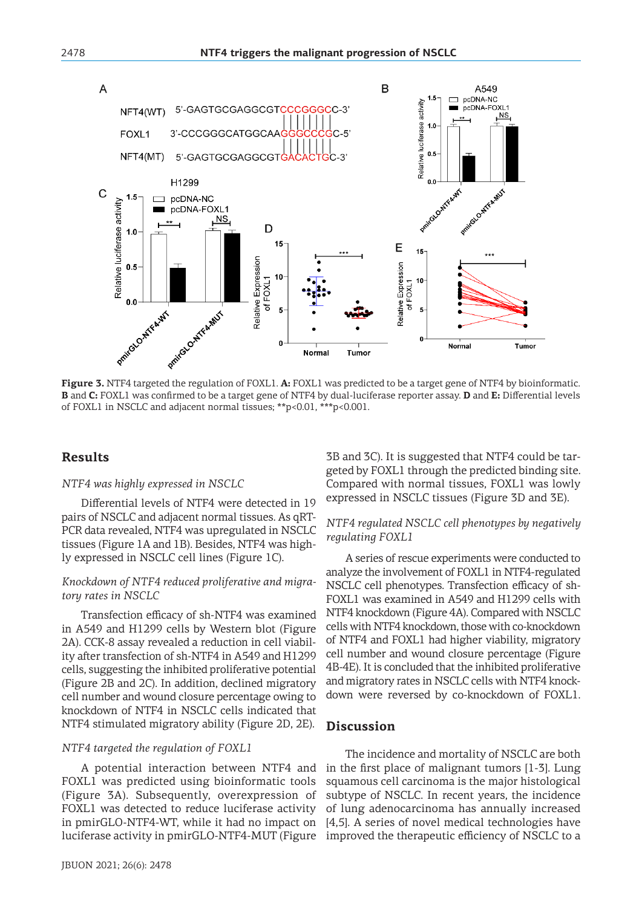**Figure 3.** NTF4 targeted the regulation of FOXL1. **A:** FOXL1 was predicted to be a target gene of NTF4 by bioinformatic. **B** and **C:** FOXL1 was confirmed to be a target gene of NTF4 by dual-luciferase reporter assay. **D** and **E:** Differential levels of FOXL1 in NSCLC and adjacent normal tissues; **p<0.01, ***p<0.001.

## Results

### *NTF4 was highly expressed in NSCLC*

Differential levels of NTF4 were detected in 19 pairs of NSCLC and adjacent normal tissues. As qRT-PCR data revealed, NTF4 was upregulated in NSCLC tissues (Figure 1A and 1B). Besides, NTF4 was highly expressed in NSCLC cell lines (Figure 1C).

### *Knockdown of NTF4 reduced proliferative and migratory rates in NSCLC*

Transfection efficacy of sh-NTF4 was examined in A549 and H1299 cells by Western blot (Figure 2A). CCK-8 assay revealed a reduction in cell viability after transfection of sh-NTF4 in A549 and H1299 cells, suggesting the inhibited proliferative potential (Figure 2B and 2C). In addition, declined migratory cell number and wound closure percentage owing to knockdown of NTF4 in NSCLC cells indicated that NTF4 stimulated migratory ability (Figure 2D, 2E).

### *NTF4 targeted the regulation of FOXL1*

A potential interaction between NTF4 and FOXL1 was predicted using bioinformatic tools (Figure 3A). Subsequently, overexpression of FOXL1 was detected to reduce luciferase activity in pmirGLO-NTF4-WT, while it had no impact on luciferase activity in pmirGLO-NTF4-MUT (Figure 3B and 3C). It is suggested that NTF4 could be targeted by FOXL1 through the predicted binding site. Compared with normal tissues, FOXL1 was lowly expressed in NSCLC tissues (Figure 3D and 3E).

### *NTF4 regulated NSCLC cell phenotypes by negatively regulating FOXL1*

A series of rescue experiments were conducted to analyze the involvement of FOXL1 in NTF4-regulated NSCLC cell phenotypes. Transfection efficacy of sh-FOXL1 was examined in A549 and H1299 cells with NTF4 knockdown (Figure 4A). Compared with NSCLC cells with NTF4 knockdown, those with co-knockdown of NTF4 and FOXL1 had higher viability, migratory cell number and wound closure percentage (Figure 4B-4E). It is concluded that the inhibited proliferative and migratory rates in NSCLC cells with NTF4 knockdown were reversed by co-knockdown of FOXL1.

## Discussion

The incidence and mortality of NSCLC are both in the first place of malignant tumors [1-3]. Lung squamous cell carcinoma is the major histological subtype of NSCLC. In recent years, the incidence of lung adenocarcinoma has annually increased [4,5]. A series of novel medical technologies have improved the therapeutic efficiency of NSCLC to a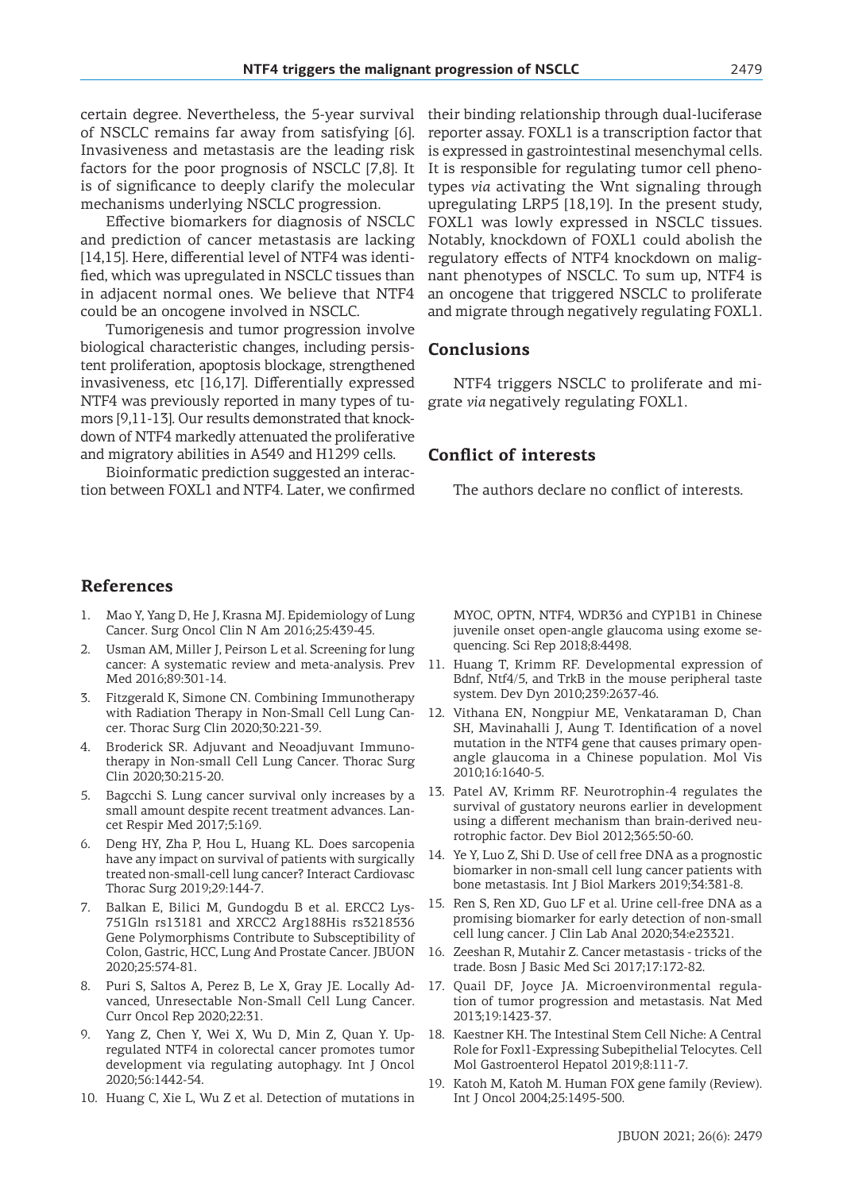certain degree. Nevertheless, the 5-year survival of NSCLC remains far away from satisfying [6]. Invasiveness and metastasis are the leading risk factors for the poor prognosis of NSCLC [7,8]. It is of significance to deeply clarify the molecular mechanisms underlying NSCLC progression.

Effective biomarkers for diagnosis of NSCLC and prediction of cancer metastasis are lacking [14,15]. Here, differential level of NTF4 was identified, which was upregulated in NSCLC tissues than in adjacent normal ones. We believe that NTF4 could be an oncogene involved in NSCLC.

Tumorigenesis and tumor progression involve biological characteristic changes, including persistent proliferation, apoptosis blockage, strengthened invasiveness, etc [16,17]. Differentially expressed NTF4 was previously reported in many types of tumors [9,11-13]. Our results demonstrated that knockdown of NTF4 markedly attenuated the proliferative and migratory abilities in A549 and H1299 cells.

Bioinformatic prediction suggested an interaction between FOXL1 and NTF4. Later, we confirmed their binding relationship through dual-luciferase reporter assay. FOXL1 is a transcription factor that is expressed in gastrointestinal mesenchymal cells. It is responsible for regulating tumor cell phenotypes *via* activating the Wnt signaling through upregulating LRP5 [18,19]. In the present study, FOXL1 was lowly expressed in NSCLC tissues. Notably, knockdown of FOXL1 could abolish the regulatory effects of NTF4 knockdown on malignant phenotypes of NSCLC. To sum up, NTF4 is an oncogene that triggered NSCLC to proliferate and migrate through negatively regulating FOXL1.

## Conclusions

NTF4 triggers NSCLC to proliferate and migrate *via* negatively regulating FOXL1.

## Conflict of interests

The authors declare no conflict of interests.

## References

1. Mao Y, Yang D, He J, Krasna MJ. Epidemiology of Lung Cancer. Surg Oncol Clin N Am 2016;25:439-45.
2. Usman AM, Miller J, Peirson L et al. Screening for lung cancer: A systematic review and meta-analysis. Prev Med 2016;89:301-14.
3. Fitzgerald K, Simone CN. Combining Immunotherapy with Radiation Therapy in Non-Small Cell Lung Cancer. Thorac Surg Clin 2020;30:221-39.
4. Broderick SR. Adjuvant and Neoadjuvant Immunotherapy in Non-small Cell Lung Cancer. Thorac Surg Clin 2020;30:215-20.
5. Bagcchi S. Lung cancer survival only increases by a small amount despite recent treatment advances. Lancet Respir Med 2017;5:169.
6. Deng HY, Zha P, Hou L, Huang KL. Does sarcopenia have any impact on survival of patients with surgically treated non-small-cell lung cancer? Interact Cardiovasc Thorac Surg 2019;29:144-7.
7. Balkan E, Bilici M, Gundogdu B et al. ERCC2 Lys751Gln rs13181 and XRCC2 Arg188His rs3218536 Gene Polymorphisms Contribute to Subsceptibility of Colon, Gastric, HCC, Lung And Prostate Cancer. JBUON 2020;25:574-81.
8. Puri S, Saltos A, Perez B, Le X, Gray JE. Locally Advanced, Unresectable Non-Small Cell Lung Cancer. Curr Oncol Rep 2020;22:31.
9. Yang Z, Chen Y, Wei X, Wu D, Min Z, Quan Y. Upregulated NTF4 in colorectal cancer promotes tumor development via regulating autophagy. Int J Oncol 2020;56:1442-54.
10. Huang C, Xie L, Wu Z et al. Detection of mutations in MYOC, OPTN, NTF4, WDR36 and CYP1B1 in Chinese juvenile onset open-angle glaucoma using exome sequencing. Sci Rep 2018;8:4498.
11. Huang T, Krimm RF. Developmental expression of Bdnf, Ntf4/5, and TrkB in the mouse peripheral taste system. Dev Dyn 2010;239:2637-46.
12. Vithana EN, Nongpiur ME, Venkataraman D, Chan SH, Mavinahalli J, Aung T. Identification of a novel mutation in the NTF4 gene that causes primary open-angle glaucoma in a Chinese population. Mol Vis 2010;16:1640-5.
13. Patel AV, Krimm RF. Neurotrophin-4 regulates the survival of gustatory neurons earlier in development using a different mechanism than brain-derived neurotrophic factor. Dev Biol 2012;365:50-60.
14. Ye Y, Luo Z, Shi D. Use of cell free DNA as a prognostic biomarker in non-small cell lung cancer patients with bone metastasis. Int J Biol Markers 2019;34:381-8.
15. Ren S, Ren XD, Guo LF et al. Urine cell-free DNA as a promising biomarker for early detection of non-small cell lung cancer. J Clin Lab Anal 2020;34:e23321.
16. Zeeshan R, Mutahir Z. Cancer metastasis - tricks of the trade. Bosn J Basic Med Sci 2017;17:172-82.
17. Quail DF, Joyce JA. Microenvironmental regulation of tumor progression and metastasis. Nat Med 2013;19:1423-37.
18. Kaestner KH. The Intestinal Stem Cell Niche: A Central Role for Foxl1-Expressing Subepithelial Telocytes. Cell Mol Gastroenterol Hepatol 2019;8:111-7.
19. Katoh M, Katoh M. Human FOX gene family (Review). Int J Oncol 2004;25:1495-500.